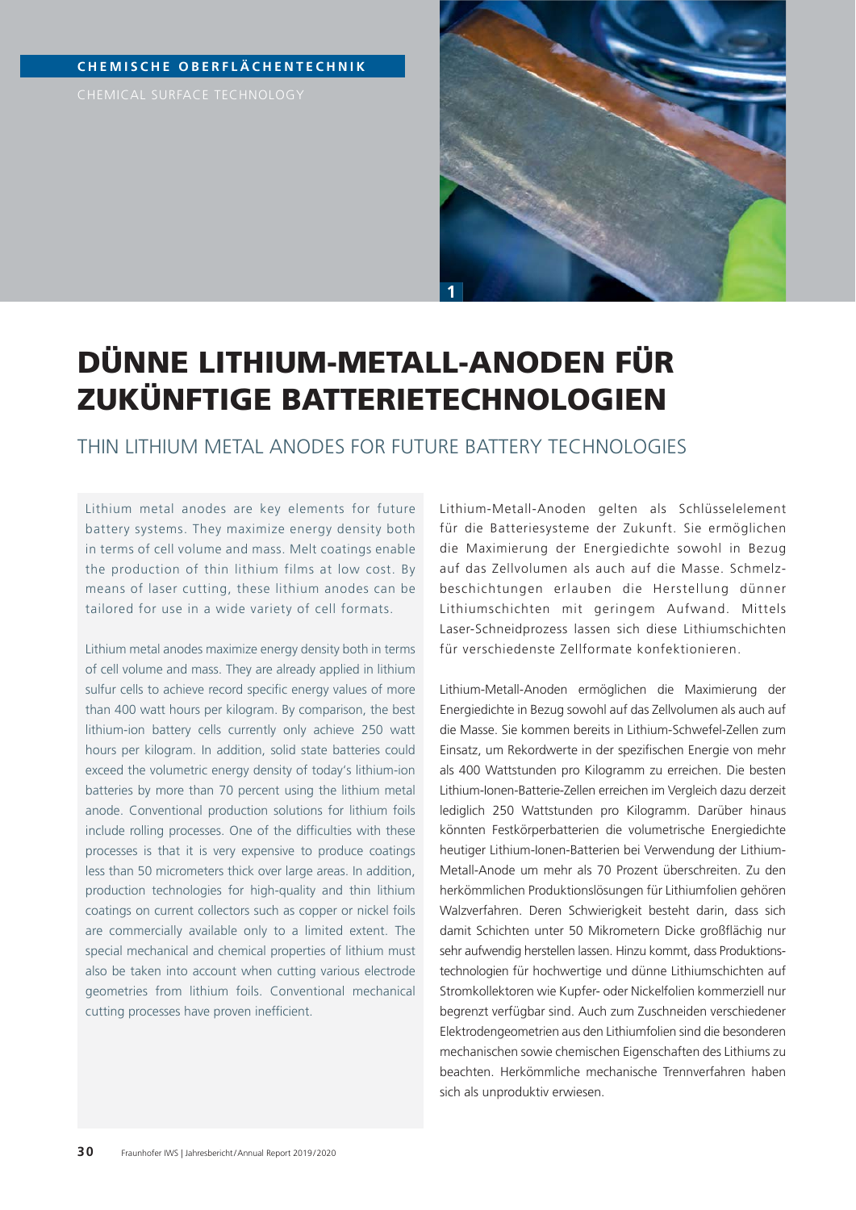CHEMISCHE OBERFLÄCHENTECHNIK

CHEMICAL SURFACE TECHNOLOGY

1

# DÜNNE LITHIUM-METALL-ANODEN FÜR ZUKÜNFTIGE BATTERIETECHNOLOGIEN

## THIN LITHIUM METAL ANODES FOR FUTURE BATTERY TECHNOLOGIES

Lithium metal anodes are key elements for future battery systems. They maximize energy density both in terms of cell volume and mass. Melt coatings enable the production of thin lithium films at low cost. By means of laser cutting, these lithium anodes can be tailored for use in a wide variety of cell formats.

Lithium metal anodes maximize energy density both in terms of cell volume and mass. They are already applied in lithium sulfur cells to achieve record specific energy values of more than 400 watt hours per kilogram. By comparison, the best lithium-ion battery cells currently only achieve 250 watt hours per kilogram. In addition, solid state batteries could exceed the volumetric energy density of today's lithium-ion batteries by more than 70 percent using the lithium metal anode. Conventional production solutions for lithium foils include rolling processes. One of the difficulties with these processes is that it is very expensive to produce coatings less than 50 micrometers thick over large areas. In addition, production technologies for high-quality and thin lithium coatings on current collectors such as copper or nickel foils are commercially available only to a limited extent. The special mechanical and chemical properties of lithium must also be taken into account when cutting various electrode geometries from lithium foils. Conventional mechanical cutting processes have proven inefficient.

Lithium-Metall-Anoden gelten als Schlüsselelement für die Batteriesysteme der Zukunft. Sie ermöglichen die Maximierung der Energiedichte sowohl in Bezug auf das Zellvolumen als auch auf die Masse. Schmelzbeschichtungen erlauben die Herstellung dünner Lithiumschichten mit geringem Aufwand. Mittels Laser-Schneidprozess lassen sich diese Lithiumschichten für verschiedenste Zellformate konfektionieren.

Lithium-Metall-Anoden ermöglichen die Maximierung der Energiedichte in Bezug sowohl auf das Zellvolumen als auch auf die Masse. Sie kommen bereits in Lithium-Schwefel-Zellen zum Einsatz, um Rekordwerte in der spezifischen Energie von mehr als 400 Wattstunden pro Kilogramm zu erreichen. Die besten Lithium-Ionen-Batterie-Zellen erreichen im Vergleich dazu derzeit lediglich 250 Wattstunden pro Kilogramm. Darüber hinaus könnten Festkörperbatterien die volumetrische Energiedichte heutiger Lithium-Ionen-Batterien bei Verwendung der Lithium-Metall-Anode um mehr als 70 Prozent überschreiten. Zu den herkömmlichen Produktionslösungen für Lithiumfolien gehören Walzverfahren. Deren Schwierigkeit besteht darin, dass sich damit Schichten unter 50 Mikrometern Dicke großflächig nur sehr aufwendig herstellen lassen. Hinzu kommt, dass Produktionstechnologien für hochwertige und dünne Lithiumschichten auf Stromkollektoren wie Kupfer- oder Nickelfolien kommerziell nur begrenzt verfügbar sind. Auch zum Zuschneiden verschiedener Elektrodengeometrien aus den Lithiumfolien sind die besonderen mechanischen sowie chemischen Eigenschaften des Lithiums zu beachten. Herkömmliche mechanische Trennverfahren haben sich als unproduktiv erwiesen.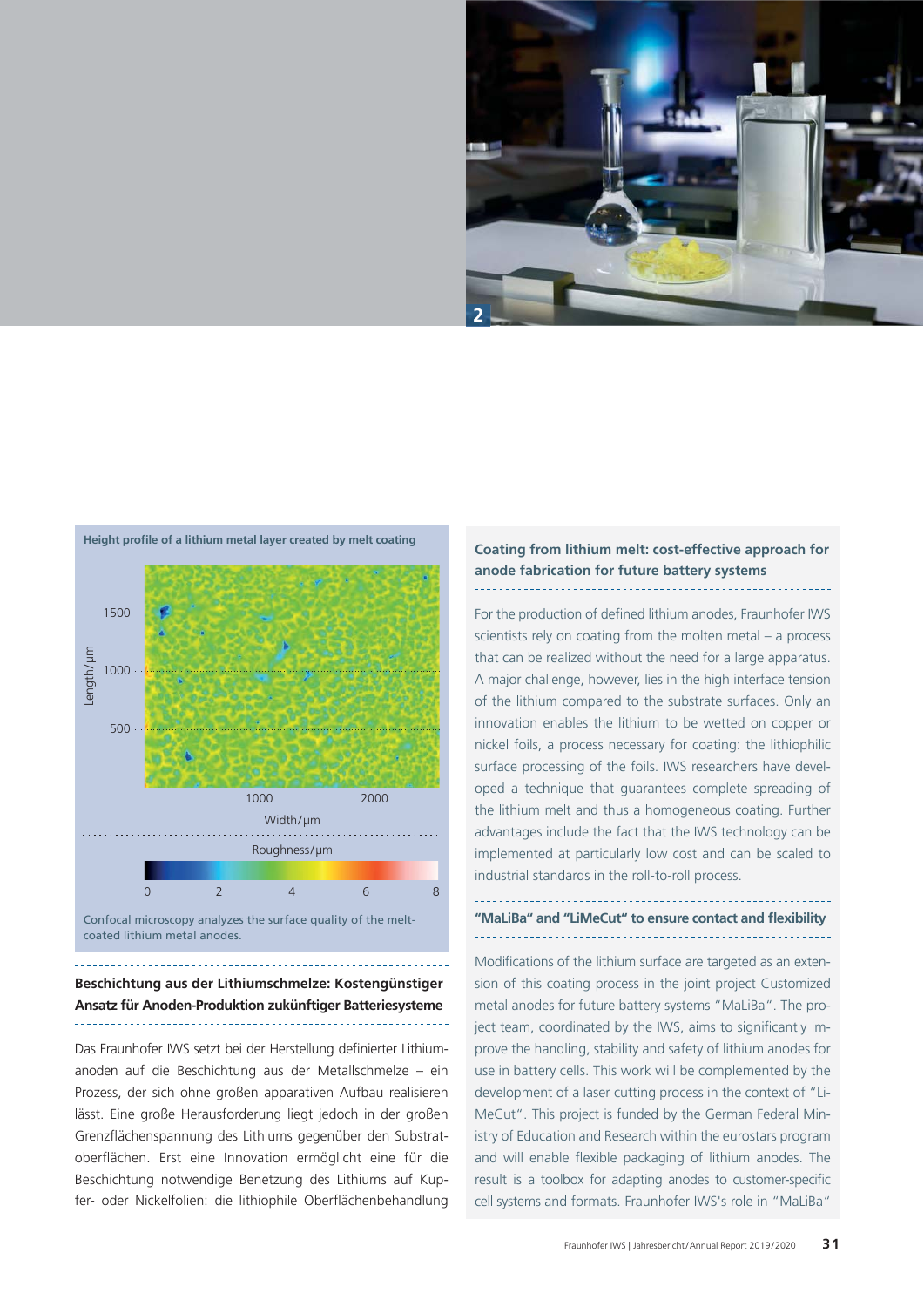Height profile of a lithium metal layer created by melt coating

Confocal microscopy analyzes the surface quality of the melt-coated lithium metal anodes.

### Beschichtung aus der Lithiumschmelze: Kostengünstiger Ansatz für Anoden-Produktion zukünftiger Batteriesysteme

Das Fraunhofer IWS setzt bei der Herstellung definierter Lithiumanoden auf die Beschichtung aus der Metallschmelze – ein Prozess, der sich ohne großen apparativen Aufbau realisieren lässt. Eine große Herausforderung liegt jedoch in der großen Grenzflächenspannung des Lithiums gegenüber den Substratoberflächen. Erst eine Innovation ermöglicht eine für die Beschichtung notwendige Benetzung des Lithiums auf Kupfer- oder Nickelfolien: die lithiophile Oberflächenbehandlung

### Coating from lithium melt: cost-effective approach for anode fabrication for future battery systems

For the production of defined lithium anodes, Fraunhofer IWS scientists rely on coating from the molten metal – a process that can be realized without the need for a large apparatus. A major challenge, however, lies in the high interface tension of the lithium compared to the substrate surfaces. Only an innovation enables the lithium to be wetted on copper or nickel foils, a process necessary for coating: the lithiophilic surface processing of the foils. IWS researchers have developed a technique that guarantees complete spreading of the lithium melt and thus a homogeneous coating. Further advantages include the fact that the IWS technology can be implemented at particularly low cost and can be scaled to industrial standards in the roll-to-roll process.

### "MaLiBa" and "LiMeCut" to ensure contact and flexibility

Modifications of the lithium surface are targeted as an extension of this coating process in the joint project Customized metal anodes for future battery systems "MaLiBa". The project team, coordinated by the IWS, aims to significantly improve the handling, stability and safety of lithium anodes for use in battery cells. This work will be complemented by the development of a laser cutting process in the context of "LiMeCut". This project is funded by the German Federal Ministry of Education and Research within the eurostars program and will enable flexible packaging of lithium anodes. The result is a toolbox for adapting anodes to customer-specific cell systems and formats. Fraunhofer IWS's role in "MaLiBa"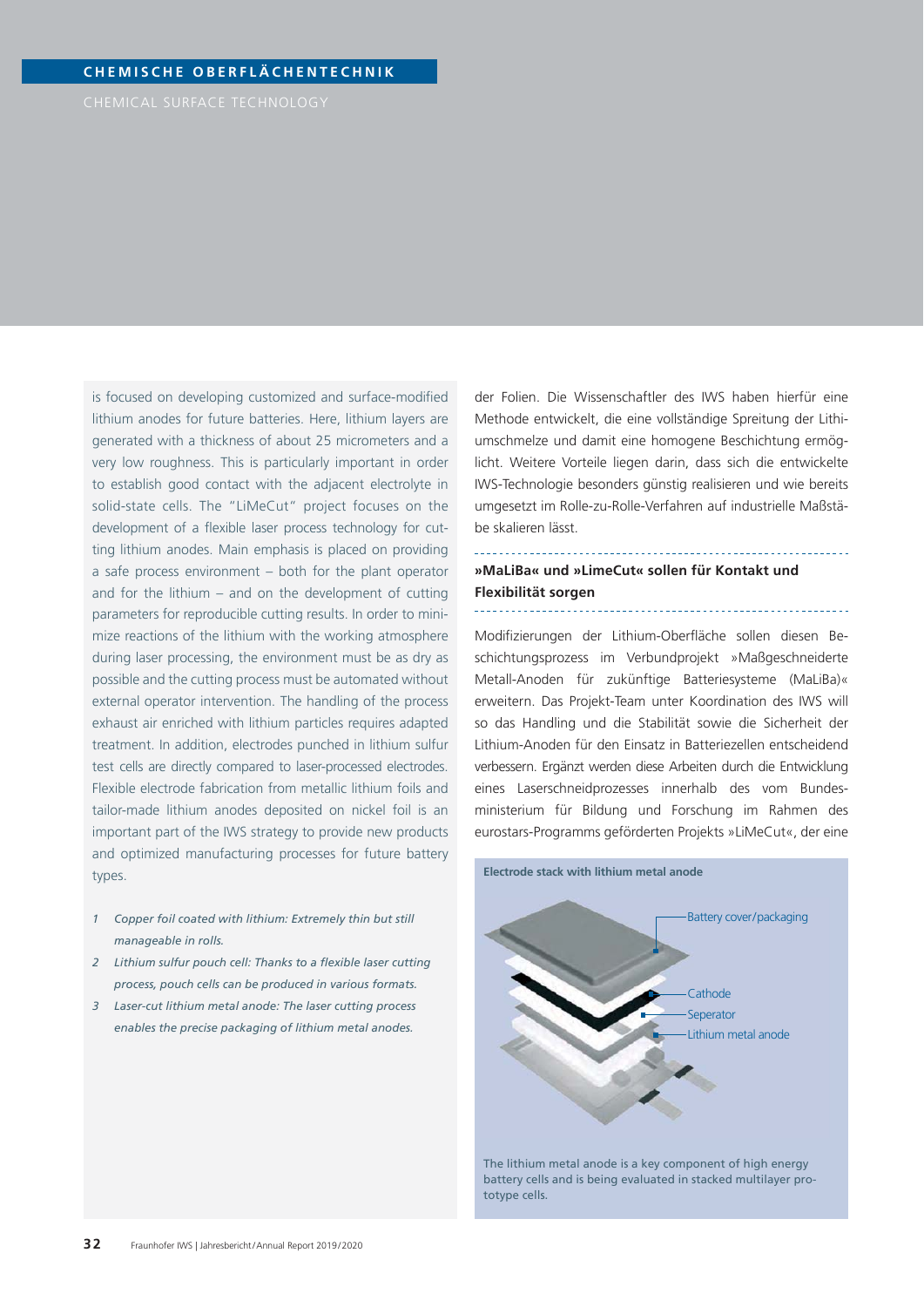## CHEMISCHE OBERFLÄCHENTECHNIK

CHEMICAL SURFACE TECHNOLOGY

is focused on developing customized and surface-modified lithium anodes for future batteries. Here, lithium layers are generated with a thickness of about 25 micrometers and a very low roughness. This is particularly important in order to establish good contact with the adjacent electrolyte in solid-state cells. The "LiMeCut" project focuses on the development of a flexible laser process technology for cutting lithium anodes. Main emphasis is placed on providing a safe process environment – both for the plant operator and for the lithium – and on the development of cutting parameters for reproducible cutting results. In order to minimize reactions of the lithium with the working atmosphere during laser processing, the environment must be as dry as possible and the cutting process must be automated without external operator intervention. The handling of the process exhaust air enriched with lithium particles requires adapted treatment. In addition, electrodes punched in lithium sulfur test cells are directly compared to laser-processed electrodes. Flexible electrode fabrication from metallic lithium foils and tailor-made lithium anodes deposited on nickel foil is an important part of the IWS strategy to provide new products and optimized manufacturing processes for future battery types.

1 *Copper foil coated with lithium: Extremely thin but still manageable in rolls.*
2 *Lithium sulfur pouch cell: Thanks to a flexible laser cutting process, pouch cells can be produced in various formats.*
3 *Laser-cut lithium metal anode: The laser cutting process enables the precise packaging of lithium metal anodes.*

der Folien. Die Wissenschaftler des IWS haben hierfür eine Methode entwickelt, die eine vollständige Spreitung der Lithiumschmelze und damit eine homogene Beschichtung ermöglicht. Weitere Vorteile liegen darin, dass sich die entwickelte IWS-Technologie besonders günstig realisieren und wie bereits umgesetzt im Rolle-zu-Rolle-Verfahren auf industrielle Maßstäbe skalieren lässt.

### »MaLiBa« und »LimeCut« sollen für Kontakt und Flexibilität sorgen

Modifizierungen der Lithium-Oberfläche sollen diesen Beschichtungsprozess im Verbundprojekt »Maßgeschneiderte Metall-Anoden für zukünftige Batteriesysteme (MaLiBa)« erweitern. Das Projekt-Team unter Koordination des IWS will so das Handling und die Stabilität sowie die Sicherheit der Lithium-Anoden für den Einsatz in Batteriezellen entscheidend verbessern. Ergänzt werden diese Arbeiten durch die Entwicklung eines Laserschneidprozesses innerhalb des vom Bundesministerium für Bildung und Forschung im Rahmen des eurostars-Programms geförderten Projekts »LiMeCut«, der eine

**Electrode stack with lithium metal anode**

Battery cover/packaging
Cathode
Seperator
Lithium metal anode

The lithium metal anode is a key component of high energy battery cells and is being evaluated in stacked multilayer prototype cells.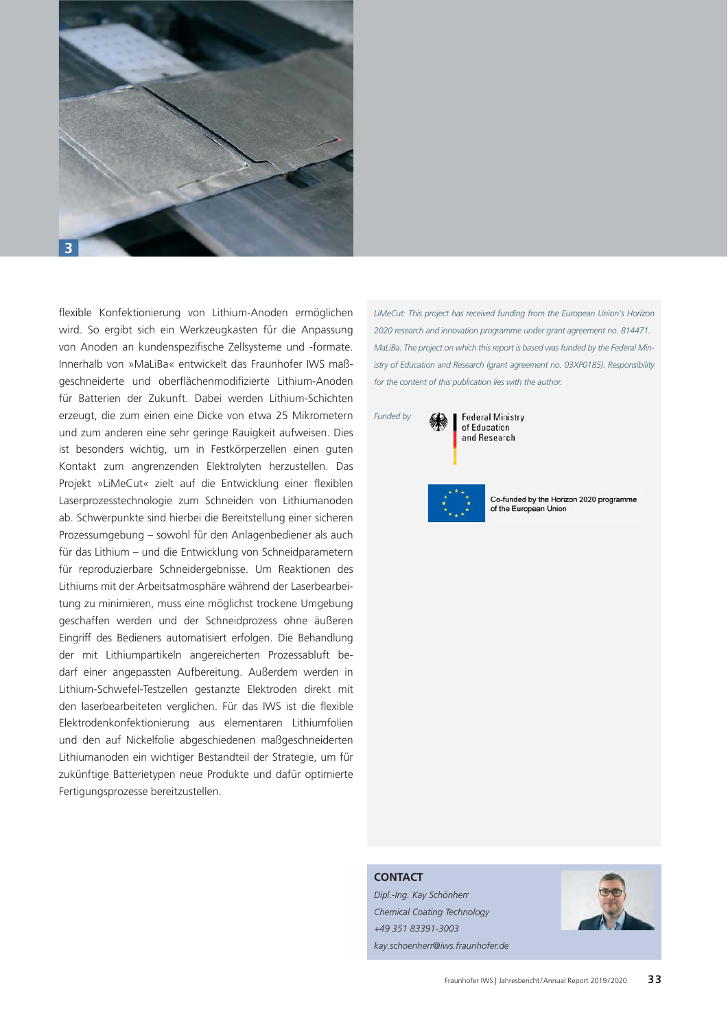flexible Konfektionierung von Lithium-Anoden ermöglichen wird. So ergibt sich ein Werkzeugkasten für die Anpassung von Anoden an kundenspezifische Zellsysteme und -formate. Innerhalb von »MaLiBa« entwickelt das Fraunhofer IWS maßgeschneiderte und oberflächenmodifizierte Lithium-Anoden für Batterien der Zukunft. Dabei werden Lithium-Schichten erzeugt, die zum einen eine Dicke von etwa 25 Mikrometern und zum anderen eine sehr geringe Rauigkeit aufweisen. Dies ist besonders wichtig, um in Festkörperzellen einen guten Kontakt zum angrenzenden Elektrolyten herzustellen. Das Projekt »LiMeCut« zielt auf die Entwicklung einer flexiblen Laserprozesstechnologie zum Schneiden von Lithiumanoden ab. Schwerpunkte sind hierbei die Bereitstellung einer sicheren Prozessumgebung – sowohl für den Anlagenbediener als auch für das Lithium – und die Entwicklung von Schneidparametern für reproduzierbare Schneidergebnisse. Um Reaktionen des Lithiums mit der Arbeitsatmosphäre während der Laserbearbeitung zu minimieren, muss eine möglichst trockene Umgebung geschaffen werden und der Schneidprozess ohne äußeren Eingriff des Bedieners automatisiert erfolgen. Die Behandlung der mit Lithiumpartikeln angereicherten Prozessabluft bedarf einer angepassten Aufbereitung. Außerdem werden in Lithium-Schwefel-Testzellen gestanzte Elektroden direkt mit den laserbearbeiteten verglichen. Für das IWS ist die flexible Elektrodenkonfektionierung aus elementaren Lithiumfolien und den auf Nickelfolie abgeschiedenen maßgeschneiderten Lithiumanoden ein wichtiger Bestandteil der Strategie, um für zukünftige Batterietypen neue Produkte und dafür optimierte Fertigungsprozesse bereitzustellen.

*LiMeCut: This project has received funding from the European Union's Horizon 2020 research and innovation programme under grant agreement no. 814471.*

*MaLiBa: The project on which this report is based was funded by the Federal Ministry of Education and Research (grant agreement no. 03XP0185). Responsibility for the content of this publication lies with the author.*

*Funded by*

Federal Ministry of Education and Research

Co-funded by the Horizon 2020 programme of the European Union

**CONTACT**

*Dipl.-Ing. Kay Schönherr*

*Chemical Coating Technology*

*+49 351 83391-3003*

*kay.schoenherr@iws.fraunhofer.de*